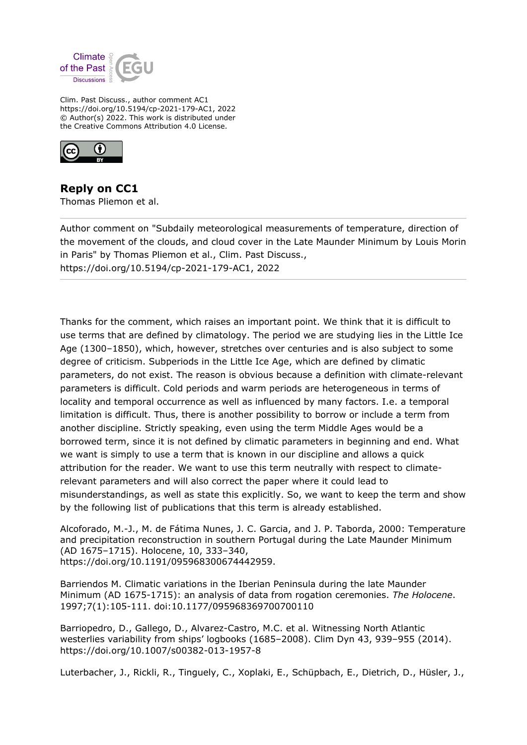Clim. Past Discuss., author comment AC1
https://doi.org/10.5194/cp-2021-179-AC1, 2022
© Author(s) 2022. This work is distributed under
the Creative Commons Attribution 4.0 License.

## Reply on CC1

Thomas Pliemon et al.

Author comment on "Subdaily meteorological measurements of temperature, direction of the movement of the clouds, and cloud cover in the Late Maunder Minimum by Louis Morin in Paris" by Thomas Pliemon et al., Clim. Past Discuss., https://doi.org/10.5194/cp-2021-179-AC1, 2022

Thanks for the comment, which raises an important point. We think that it is difficult to use terms that are defined by climatology. The period we are studying lies in the Little Ice Age (1300–1850), which, however, stretches over centuries and is also subject to some degree of criticism. Subperiods in the Little Ice Age, which are defined by climatic parameters, do not exist. The reason is obvious because a definition with climate-relevant parameters is difficult. Cold periods and warm periods are heterogeneous in terms of locality and temporal occurrence as well as influenced by many factors. I.e. a temporal limitation is difficult. Thus, there is another possibility to borrow or include a term from another discipline. Strictly speaking, even using the term Middle Ages would be a borrowed term, since it is not defined by climatic parameters in beginning and end. What we want is simply to use a term that is known in our discipline and allows a quick attribution for the reader. We want to use this term neutrally with respect to climate-relevant parameters and will also correct the paper where it could lead to misunderstandings, as well as state this explicitly. So, we want to keep the term and show by the following list of publications that this term is already established.

Alcoforado, M.-J., M. de Fátima Nunes, J. C. Garcia, and J. P. Taborda, 2000: Temperature and precipitation reconstruction in southern Portugal during the Late Maunder Minimum (AD 1675–1715). Holocene, 10, 333–340, https://doi.org/10.1191/095968300674442959.

Barriendos M. Climatic variations in the Iberian Peninsula during the late Maunder Minimum (AD 1675-1715): an analysis of data from rogation ceremonies. *The Holocene*. 1997;7(1):105-111. doi:10.1177/095968369700700110

Barriopedro, D., Gallego, D., Alvarez-Castro, M.C. et al. Witnessing North Atlantic westerlies variability from ships' logbooks (1685–2008). Clim Dyn 43, 939–955 (2014). https://doi.org/10.1007/s00382-013-1957-8

Luterbacher, J., Rickli, R., Tinguely, C., Xoplaki, E., Schüpbach, E., Dietrich, D., Hüsler, J.,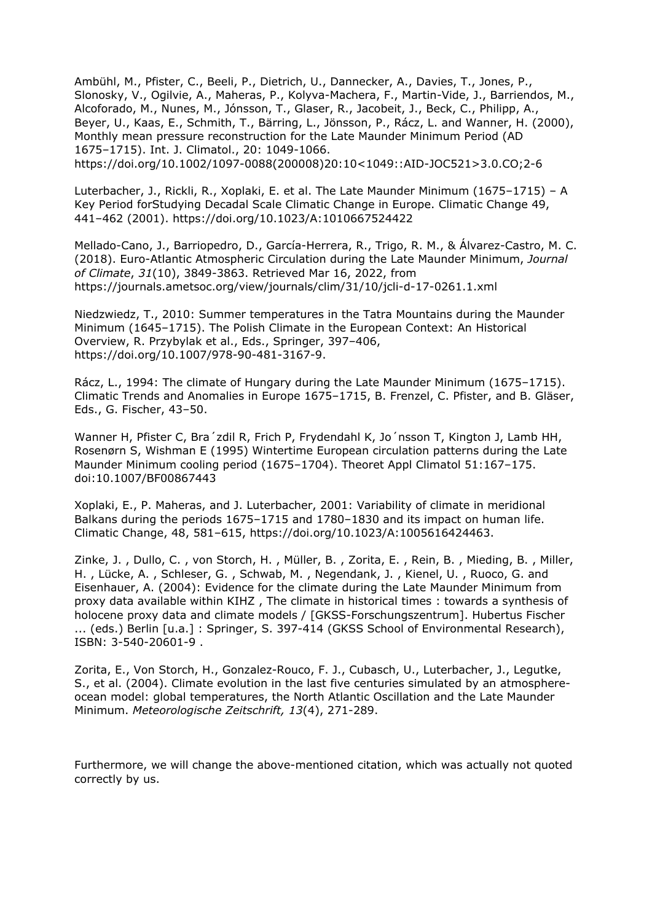Ambühl, M., Pfister, C., Beeli, P., Dietrich, U., Dannecker, A., Davies, T., Jones, P., Slonosky, V., Ogilvie, A., Maheras, P., Kolyva-Machera, F., Martin-Vide, J., Barriendos, M., Alcoforado, M., Nunes, M., Jónsson, T., Glaser, R., Jacobeit, J., Beck, C., Philipp, A., Beyer, U., Kaas, E., Schmith, T., Bärring, L., Jönsson, P., Rácz, L. and Wanner, H. (2000), Monthly mean pressure reconstruction for the Late Maunder Minimum Period (AD 1675–1715). Int. J. Climatol., 20: 1049-1066. https://doi.org/10.1002/1097-0088(200008)20:10<1049::AID-JOC521>3.0.CO;2-6

Luterbacher, J., Rickli, R., Xoplaki, E. et al. The Late Maunder Minimum (1675–1715) – A Key Period forStudying Decadal Scale Climatic Change in Europe. Climatic Change 49, 441–462 (2001). https://doi.org/10.1023/A:1010667524422

Mellado-Cano, J., Barriopedro, D., García-Herrera, R., Trigo, R. M., & Álvarez-Castro, M. C. (2018). Euro-Atlantic Atmospheric Circulation during the Late Maunder Minimum, *Journal of Climate*, *31*(10), 3849-3863. Retrieved Mar 16, 2022, from https://journals.ametsoc.org/view/journals/clim/31/10/jcli-d-17-0261.1.xml

Niedzwiedz, T., 2010: Summer temperatures in the Tatra Mountains during the Maunder Minimum (1645–1715). The Polish Climate in the European Context: An Historical Overview, R. Przybylak et al., Eds., Springer, 397–406, https://doi.org/10.1007/978-90-481-3167-9.

Rácz, L., 1994: The climate of Hungary during the Late Maunder Minimum (1675–1715). Climatic Trends and Anomalies in Europe 1675–1715, B. Frenzel, C. Pfister, and B. Gläser, Eds., G. Fischer, 43–50.

Wanner H, Pfister C, Bra´zdil R, Frich P, Frydendahl K, Jo´nsson T, Kington J, Lamb HH, Rosenørn S, Wishman E (1995) Wintertime European circulation patterns during the Late Maunder Minimum cooling period (1675–1704). Theoret Appl Climatol 51:167–175. doi:10.1007/BF00867443

Xoplaki, E., P. Maheras, and J. Luterbacher, 2001: Variability of climate in meridional Balkans during the periods 1675–1715 and 1780–1830 and its impact on human life. Climatic Change, 48, 581–615, https://doi.org/10.1023/A:1005616424463.

Zinke, J. , Dullo, C. , von Storch, H. , Müller, B. , Zorita, E. , Rein, B. , Mieding, B. , Miller, H. , Lücke, A. , Schleser, G. , Schwab, M. , Negendank, J. , Kienel, U. , Ruoco, G. and Eisenhauer, A. (2004): Evidence for the climate during the Late Maunder Minimum from proxy data available within KIHZ , The climate in historical times : towards a synthesis of holocene proxy data and climate models / [GKSS-Forschungszentrum]. Hubertus Fischer ... (eds.) Berlin [u.a.] : Springer, S. 397-414 (GKSS School of Environmental Research), ISBN: 3-540-20601-9 .

Zorita, E., Von Storch, H., Gonzalez-Rouco, F. J., Cubasch, U., Luterbacher, J., Legutke, S., et al. (2004). Climate evolution in the last five centuries simulated by an atmosphere-ocean model: global temperatures, the North Atlantic Oscillation and the Late Maunder Minimum. *Meteorologische Zeitschrift, 13*(4), 271-289.

Furthermore, we will change the above-mentioned citation, which was actually not quoted correctly by us.